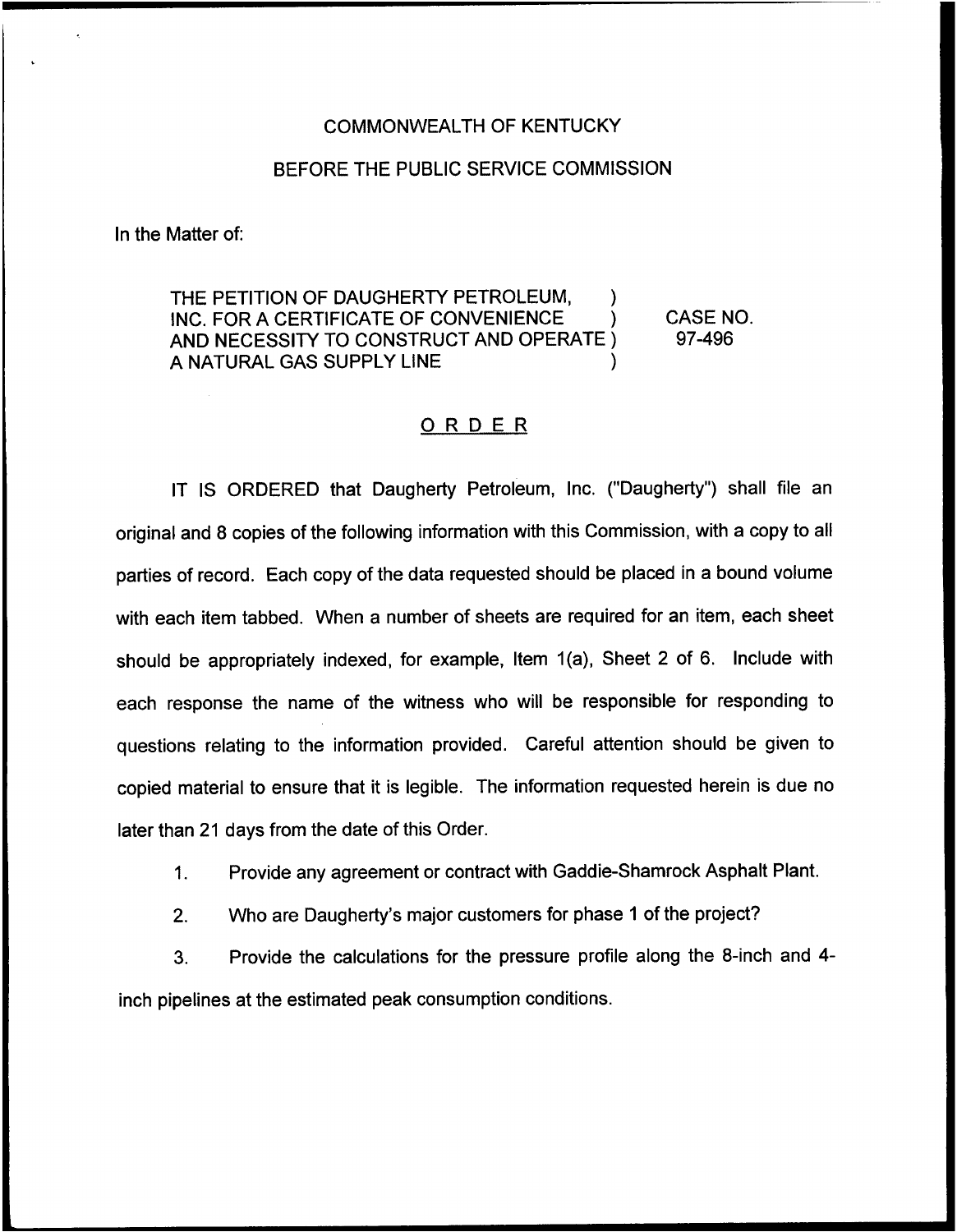COMMONWEALTH OF KENTUCKY

BEFORE THE PUBLIC SERVICE COMMISSION

In the Matter of:

| | |
|---|---|
| THE PETITION OF DAUGHERTY PETROLEUM, INC. FOR A CERTIFICATE OF CONVENIENCE AND NECESSITY TO CONSTRUCT AND OPERATE A NATURAL GAS SUPPLY LINE | CASE NO. 97-496 |

## ORDER

IT IS ORDERED that Daugherty Petroleum, Inc. ("Daugherty") shall file an original and 8 copies of the following information with this Commission, with a copy to all parties of record. Each copy of the data requested should be placed in a bound volume with each item tabbed. When a number of sheets are required for an item, each sheet should be appropriately indexed, for example, Item 1(a), Sheet 2 of 6. Include with each response the name of the witness who will be responsible for responding to questions relating to the information provided. Careful attention should be given to copied material to ensure that it is legible. The information requested herein is due no later than 21 days from the date of this Order.

1. Provide any agreement or contract with Gaddie-Shamrock Asphalt Plant.

2. Who are Daugherty's major customers for phase 1 of the project?

3. Provide the calculations for the pressure profile along the 8-inch and 4-inch pipelines at the estimated peak consumption conditions.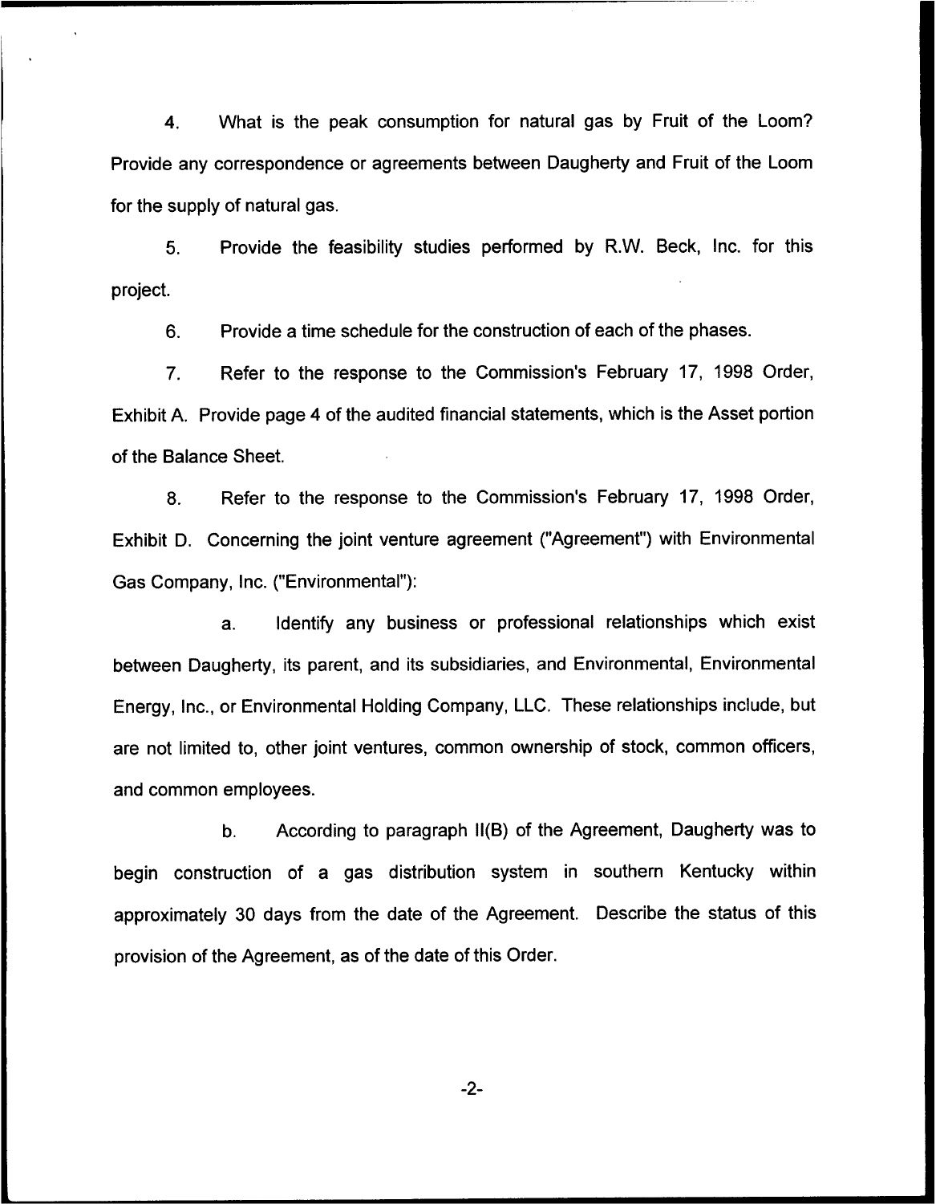4. What is the peak consumption for natural gas by Fruit of the Loom? Provide any correspondence or agreements between Daugherty and Fruit of the Loom for the supply of natural gas.

5. Provide the feasibility studies performed by R.W. Beck, Inc. for this project.

6. Provide a time schedule for the construction of each of the phases.

7. Refer to the response to the Commission's February 17, 1998 Order, Exhibit A. Provide page 4 of the audited financial statements, which is the Asset portion of the Balance Sheet.

8. Refer to the response to the Commission's February 17, 1998 Order, Exhibit D. Concerning the joint venture agreement ("Agreement") with Environmental Gas Company, Inc. ("Environmental"):

a. Identify any business or professional relationships which exist between Daugherty, its parent, and its subsidiaries, and Environmental, Environmental Energy, Inc., or Environmental Holding Company, LLC. These relationships include, but are not limited to, other joint ventures, common ownership of stock, common officers, and common employees.

b. According to paragraph II(B) of the Agreement, Daugherty was to begin construction of a gas distribution system in southern Kentucky within approximately 30 days from the date of the Agreement. Describe the status of this provision of the Agreement, as of the date of this Order.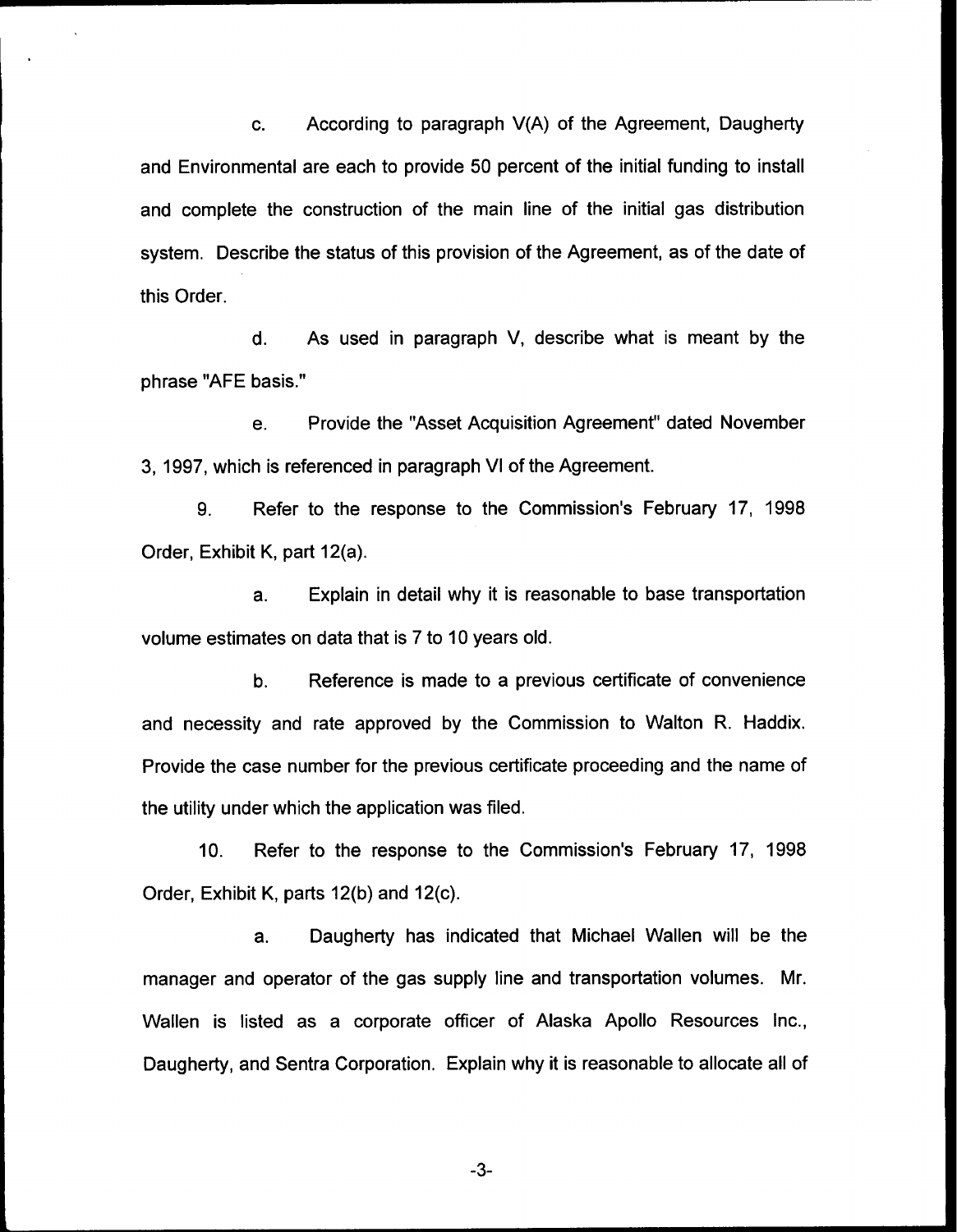c. According to paragraph V(A) of the Agreement, Daugherty and Environmental are each to provide 50 percent of the initial funding to install and complete the construction of the main line of the initial gas distribution system. Describe the status of this provision of the Agreement, as of the date of this Order.

d. As used in paragraph V, describe what is meant by the phrase "AFE basis."

e. Provide the "Asset Acquisition Agreement" dated November 3, 1997, which is referenced in paragraph VI of the Agreement.

9. Refer to the response to the Commission's February 17, 1998 Order, Exhibit K, part 12(a).

a. Explain in detail why it is reasonable to base transportation volume estimates on data that is 7 to 10 years old.

b. Reference is made to a previous certificate of convenience and necessity and rate approved by the Commission to Walton R. Haddix. Provide the case number for the previous certificate proceeding and the name of the utility under which the application was filed.

10. Refer to the response to the Commission's February 17, 1998 Order, Exhibit K, parts 12(b) and 12(c).

a. Daugherty has indicated that Michael Wallen will be the manager and operator of the gas supply line and transportation volumes. Mr. Wallen is listed as a corporate officer of Alaska Apollo Resources Inc., Daugherty, and Sentra Corporation. Explain why it is reasonable to allocate all of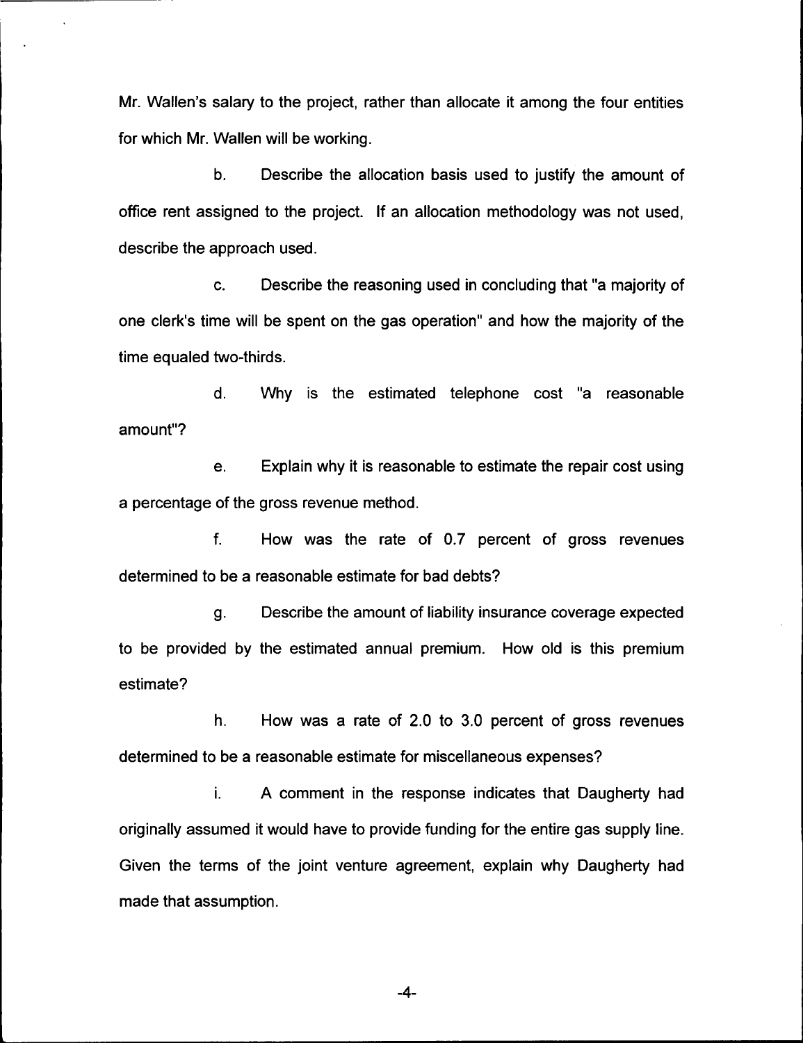Mr. Wallen's salary to the project, rather than allocate it among the four entities for which Mr. Wallen will be working.

b. Describe the allocation basis used to justify the amount of office rent assigned to the project. If an allocation methodology was not used, describe the approach used.

c. Describe the reasoning used in concluding that "a majority of one clerk's time will be spent on the gas operation" and how the majority of the time equaled two-thirds.

d. Why is the estimated telephone cost "a reasonable amount"?

e. Explain why it is reasonable to estimate the repair cost using a percentage of the gross revenue method.

f. How was the rate of 0.7 percent of gross revenues determined to be a reasonable estimate for bad debts?

g. Describe the amount of liability insurance coverage expected to be provided by the estimated annual premium. How old is this premium estimate?

h. How was a rate of 2.0 to 3.0 percent of gross revenues determined to be a reasonable estimate for miscellaneous expenses?

i. A comment in the response indicates that Daugherty had originally assumed it would have to provide funding for the entire gas supply line. Given the terms of the joint venture agreement, explain why Daugherty had made that assumption.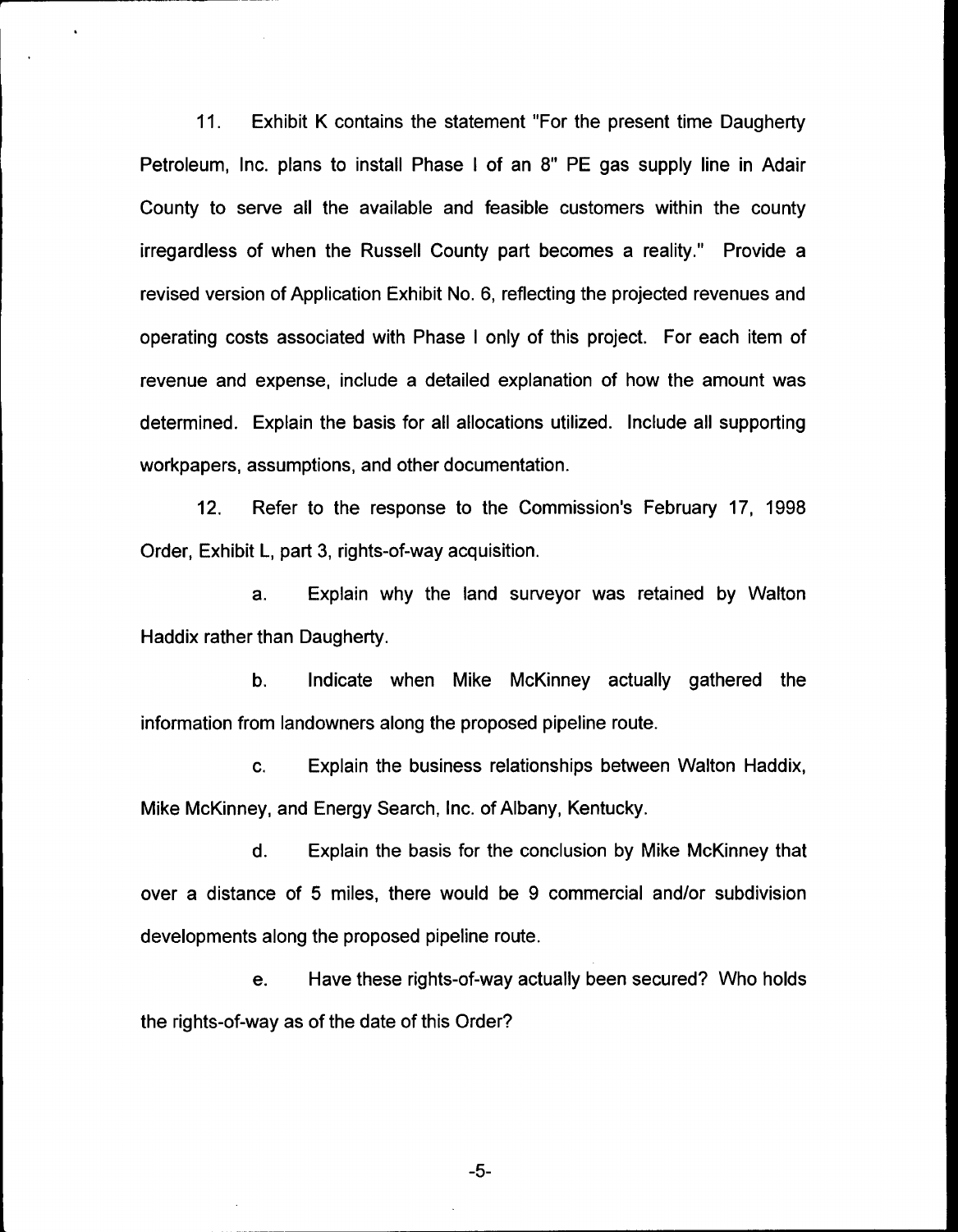11. Exhibit K contains the statement "For the present time Daugherty Petroleum, Inc. plans to install Phase I of an 8" PE gas supply line in Adair County to serve all the available and feasible customers within the county irregardless of when the Russell County part becomes a reality." Provide a revised version of Application Exhibit No. 6, reflecting the projected revenues and operating costs associated with Phase I only of this project. For each item of revenue and expense, include a detailed explanation of how the amount was determined. Explain the basis for all allocations utilized. Include all supporting workpapers, assumptions, and other documentation.

12. Refer to the response to the Commission's February 17, 1998 Order, Exhibit L, part 3, rights-of-way acquisition.

a. Explain why the land surveyor was retained by Walton Haddix rather than Daugherty.

b. Indicate when Mike McKinney actually gathered the information from landowners along the proposed pipeline route.

c. Explain the business relationships between Walton Haddix, Mike McKinney, and Energy Search, Inc. of Albany, Kentucky.

d. Explain the basis for the conclusion by Mike McKinney that over a distance of 5 miles, there would be 9 commercial and/or subdivision developments along the proposed pipeline route.

e. Have these rights-of-way actually been secured? Who holds the rights-of-way as of the date of this Order?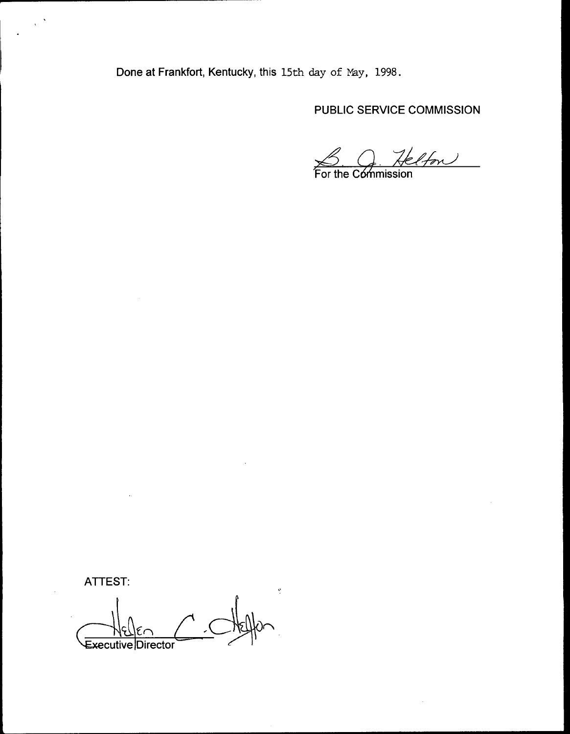Done at Frankfort, Kentucky, this 15th day of May, 1998.

PUBLIC SERVICE COMMISSION

For the Commission

ATTEST:

Executive Director